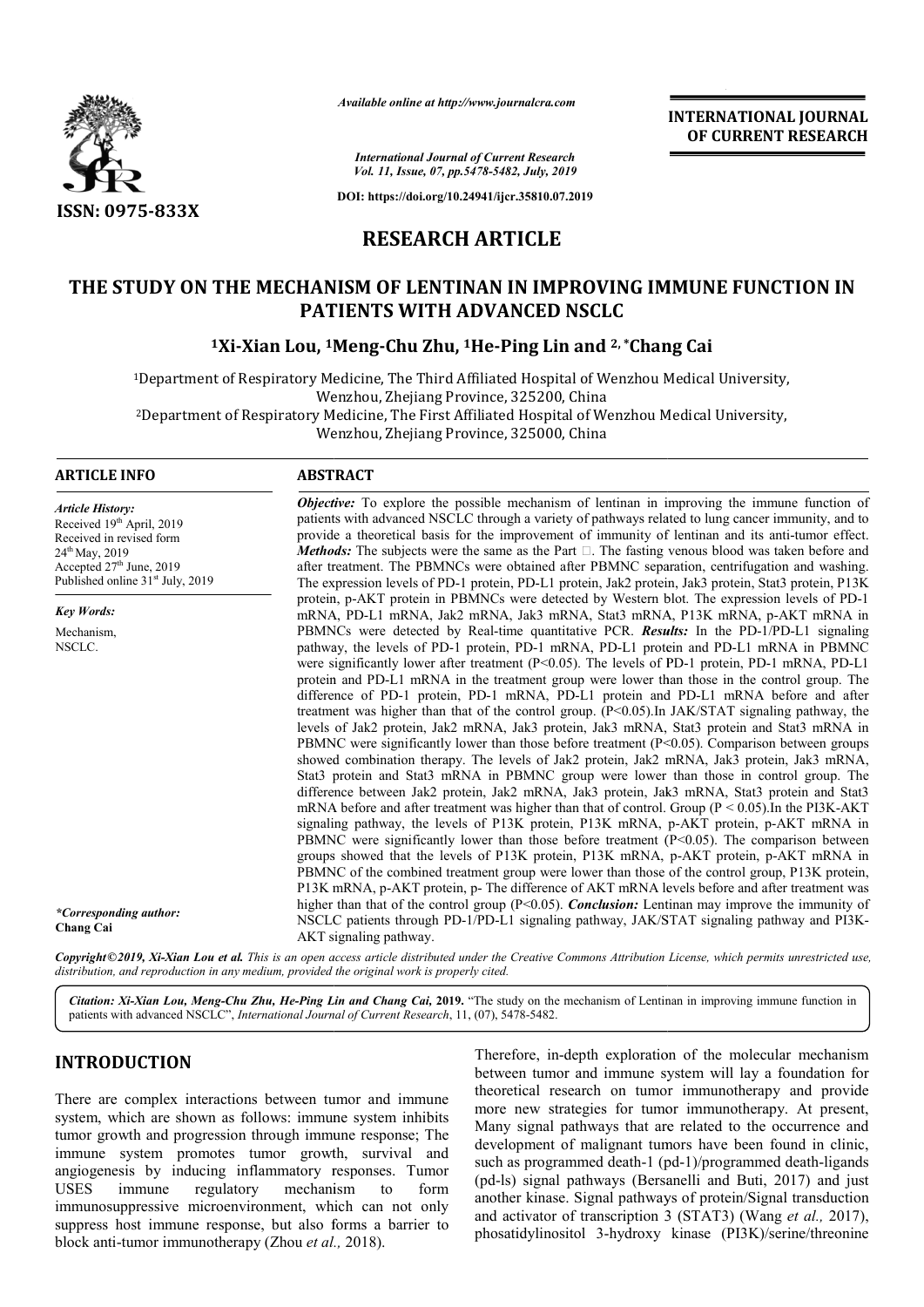*Available online at http://www.journalcra.com*

*International Journal of Current Research*
*Vol. 11, Issue, 07, pp.5478-5482, July, 2019*

**DOI: https://doi.org/10.24941/ijcr.35810.07.2019**

**INTERNATIONAL JOURNAL OF CURRENT RESEARCH**

**ISSN: 0975-833X**

# RESEARCH ARTICLE

# THE STUDY ON THE MECHANISM OF LENTINAN IN IMPROVING IMMUNE FUNCTION IN PATIENTS WITH ADVANCED NSCLC

**[1]Xi-Xian Lou, [1]Meng-Chu Zhu, [1]He-Ping Lin and [2,*]Chang Cai**

[1]Department of Respiratory Medicine, The Third Affiliated Hospital of Wenzhou Medical University, Wenzhou, Zhejiang Province, 325200, China

[2]Department of Respiratory Medicine, The First Affiliated Hospital of Wenzhou Medical University, Wenzhou, Zhejiang Province, 325000, China

**ARTICLE INFO**

*Article History:*
Received 19th April, 2019
Received in revised form
24th May, 2019
Accepted 27th June, 2019
Published online 31st July, 2019

*Key Words:*
Mechanism,
NSCLC.

*\*Corresponding author:*
**Chang Cai**

**ABSTRACT**

***Objective:*** To explore the possible mechanism of lentinan in improving the immune function of patients with advanced NSCLC through a variety of pathways related to lung cancer immunity, and to provide a theoretical basis for the improvement of immunity of lentinan and its anti-tumor effect. ***Methods:*** The subjects were the same as the Part □. The fasting venous blood was taken before and after treatment. The PBMNCs were obtained after PBMNC separation, centrifugation and washing. The expression levels of PD-1 protein, PD-L1 protein, Jak2 protein, Jak3 protein, Stat3 protein, P13K protein, p-AKT protein in PBMNCs were detected by Western blot. The expression levels of PD-1 mRNA, PD-L1 mRNA, Jak2 mRNA, Jak3 mRNA, Stat3 mRNA, P13K mRNA, p-AKT mRNA in PBMNCs were detected by Real-time quantitative PCR. ***Results:*** In the PD-1/PD-L1 signaling pathway, the levels of PD-1 protein, PD-1 mRNA, PD-L1 protein and PD-L1 mRNA in PBMNC were significantly lower after treatment ($P<0.05$). The levels of PD-1 protein, PD-1 mRNA, PD-L1 protein and PD-L1 mRNA in the treatment group were lower than those in the control group. The difference of PD-1 protein, PD-1 mRNA, PD-L1 protein and PD-L1 mRNA before and after treatment was higher than that of the control group. ($P<0.05$).In JAK/STAT signaling pathway, the levels of Jak2 protein, Jak2 mRNA, Jak3 protein, Jak3 mRNA, Stat3 protein and Stat3 mRNA in PBMNC were significantly lower than those before treatment ($P<0.05$). Comparison between groups showed combination therapy. The levels of Jak2 protein, Jak2 mRNA, Jak3 protein, Jak3 mRNA, Stat3 protein and Stat3 mRNA in PBMNC group were lower than those in control group. The difference between Jak2 protein, Jak2 mRNA, Jak3 protein, Jak3 mRNA, Stat3 protein and Stat3 mRNA before and after treatment was higher than that of control. Group ($P < 0.05$).In the PI3K-AKT signaling pathway, the levels of P13K protein, P13K mRNA, p-AKT protein, p-AKT mRNA in PBMNC were significantly lower than those before treatment ($P<0.05$). The comparison between groups showed that the levels of P13K protein, P13K mRNA, p-AKT protein, p-AKT mRNA in PBMNC of the combined treatment group were lower than those of the control group, P13K protein, P13K mRNA, p-AKT protein, p- The difference of AKT mRNA levels before and after treatment was higher than that of the control group ($P<0.05$). ***Conclusion:*** Lentinan may improve the immunity of NSCLC patients through PD-1/PD-L1 signaling pathway, JAK/STAT signaling pathway and PI3K-AKT signaling pathway.

*Copyright©2019, Xi-Xian Lou et al. This is an open access article distributed under the Creative Commons Attribution License, which permits unrestricted use, distribution, and reproduction in any medium, provided the original work is properly cited.*

***Citation:** Xi-Xian Lou, Meng-Chu Zhu, He-Ping Lin and Chang Cai,* **2019.** "The study on the mechanism of Lentinan in improving immune function in patients with advanced NSCLC", *International Journal of Current Research*, 11, (07), 5478-5482.

## INTRODUCTION

There are complex interactions between tumor and immune system, which are shown as follows: immune system inhibits tumor growth and progression through immune response; The immune system promotes tumor growth, survival and angiogenesis by inducing inflammatory responses. Tumor USES immune regulatory mechanism to form immunosuppressive microenvironment, which can not only suppress host immune response, but also forms a barrier to block anti-tumor immunotherapy (Zhou *et al.,* 2018). Therefore, in-depth exploration of the molecular mechanism between tumor and immune system will lay a foundation for theoretical research on tumor immunotherapy and provide more new strategies for tumor immunotherapy. At present, Many signal pathways that are related to the occurrence and development of malignant tumors have been found in clinic, such as programmed death-1 (pd-1)/programmed death-ligands (pd-ls) signal pathways (Bersanelli and Buti, 2017) and just another kinase. Signal pathways of protein/Signal transduction and activator of transcription 3 (STAT3) (Wang *et al.,* 2017), phosatidylinositol 3-hydroxy kinase (PI3K)/serine/threonine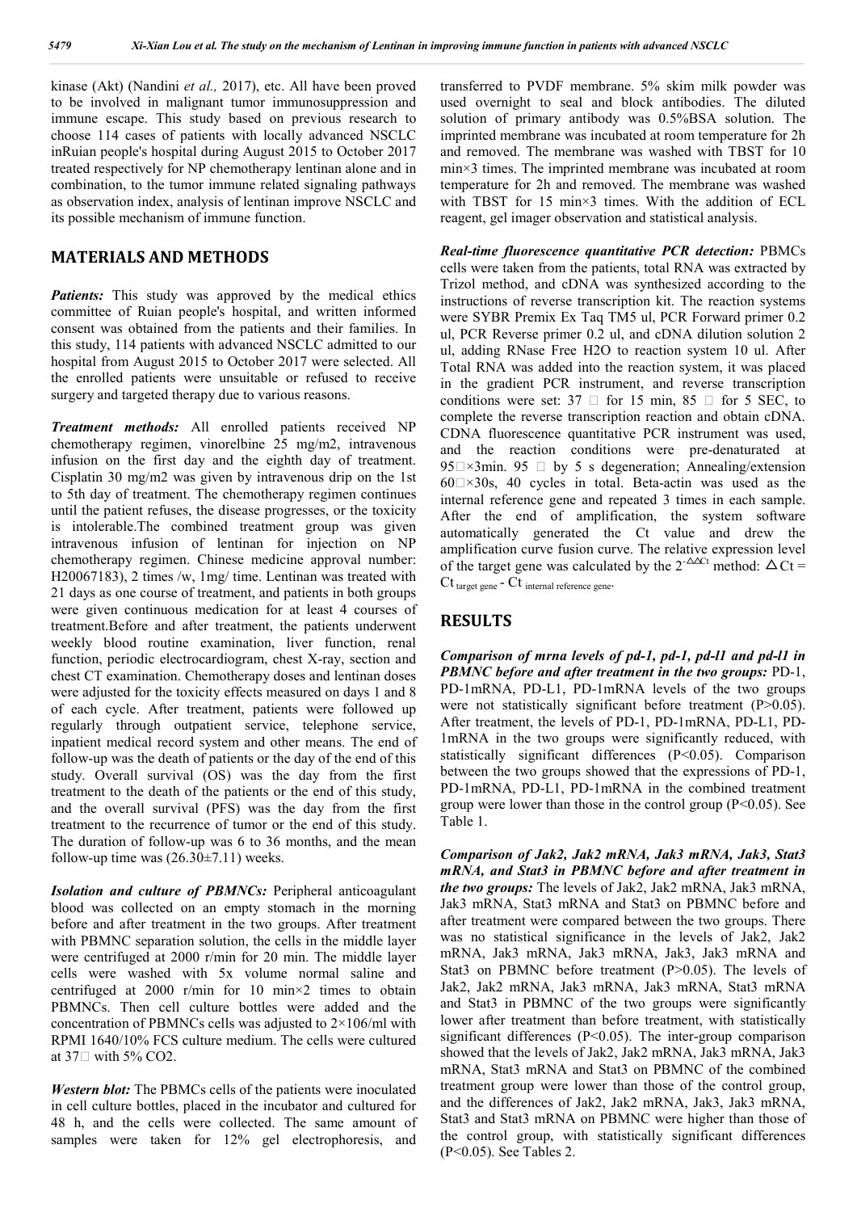kinase (Akt) (Nandini *et al.,* 2017), etc. All have been proved to be involved in malignant tumor immunosuppression and immune escape. This study based on previous research to choose 114 cases of patients with locally advanced NSCLC inRuian people's hospital during August 2015 to October 2017 treated respectively for NP chemotherapy lentinan alone and in combination, to the tumor immune related signaling pathways as observation index, analysis of lentinan improve NSCLC and its possible mechanism of immune function.

## MATERIALS AND METHODS

***Patients:*** This study was approved by the medical ethics committee of Ruian people's hospital, and written informed consent was obtained from the patients and their families. In this study, 114 patients with advanced NSCLC admitted to our hospital from August 2015 to October 2017 were selected. All the enrolled patients were unsuitable or refused to receive surgery and targeted therapy due to various reasons.

***Treatment methods:*** All enrolled patients received NP chemotherapy regimen, vinorelbine 25 mg/m2, intravenous infusion on the first day and the eighth day of treatment. Cisplatin 30 mg/m2 was given by intravenous drip on the 1st to 5th day of treatment. The chemotherapy regimen continues until the patient refuses, the disease progresses, or the toxicity is intolerable.The combined treatment group was given intravenous infusion of lentinan for injection on NP chemotherapy regimen. Chinese medicine approval number: H20067183), 2 times /w, 1mg/ time. Lentinan was treated with 21 days as one course of treatment, and patients in both groups were given continuous medication for at least 4 courses of treatment.Before and after treatment, the patients underwent weekly blood routine examination, liver function, renal function, periodic electrocardiogram, chest X-ray, section and chest CT examination. Chemotherapy doses and lentinan doses were adjusted for the toxicity effects measured on days 1 and 8 of each cycle. After treatment, patients were followed up regularly through outpatient service, telephone service, inpatient medical record system and other means. The end of follow-up was the death of patients or the day of the end of this study. Overall survival (OS) was the day from the first treatment to the death of the patients or the end of this study, and the overall survival (PFS) was the day from the first treatment to the recurrence of tumor or the end of this study. The duration of follow-up was 6 to 36 months, and the mean follow-up time was (26.30±7.11) weeks.

***Isolation and culture of PBMNCs:*** Peripheral anticoagulant blood was collected on an empty stomach in the morning before and after treatment in the two groups. After treatment with PBMNC separation solution, the cells in the middle layer were centrifuged at 2000 r/min for 20 min. The middle layer cells were washed with 5x volume normal saline and centrifuged at 2000 r/min for 10 min×2 times to obtain PBMNCs. Then cell culture bottles were added and the concentration of PBMNCs cells was adjusted to 2×106/ml with RPMI 1640/10% FCS culture medium. The cells were cultured at 37□ with 5% CO2.

***Western blot:*** The PBMCs cells of the patients were inoculated in cell culture bottles, placed in the incubator and cultured for 48 h, and the cells were collected. The same amount of samples were taken for 12% gel electrophoresis, and transferred to PVDF membrane. 5% skim milk powder was used overnight to seal and block antibodies. The diluted solution of primary antibody was 0.5%BSA solution. The imprinted membrane was incubated at room temperature for 2h and removed. The membrane was washed with TBST for 10 min×3 times. The imprinted membrane was incubated at room temperature for 2h and removed. The membrane was washed with TBST for 15 min×3 times. With the addition of ECL reagent, gel imager observation and statistical analysis.

***Real-time fluorescence quantitative PCR detection:*** PBMCs cells were taken from the patients, total RNA was extracted by Trizol method, and cDNA was synthesized according to the instructions of reverse transcription kit. The reaction systems were SYBR Premix Ex Taq TM5 ul, PCR Forward primer 0.2 ul, PCR Reverse primer 0.2 ul, and cDNA dilution solution 2 ul, adding RNase Free H2O to reaction system 10 ul. After Total RNA was added into the reaction system, it was placed in the gradient PCR instrument, and reverse transcription conditions were set: 37 □ for 15 min, 85 □ for 5 SEC, to complete the reverse transcription reaction and obtain cDNA. CDNA fluorescence quantitative PCR instrument was used, and the reaction conditions were pre-denaturated at 95□×3min. 95 □ by 5 s degeneration; Annealing/extension 60□×30s, 40 cycles in total. Beta-actin was used as the internal reference gene and repeated 3 times in each sample. After the end of amplification, the system software automatically generated the Ct value and drew the amplification curve fusion curve. The relative expression level of the target gene was calculated by the $2^{-\Delta\Delta Ct}$ method: $\Delta Ct = Ct_{\text{target gene}} - Ct_{\text{internal reference gene}}$.

## RESULTS

***Comparison of mrna levels of pd-1, pd-1, pd-l1 and pd-l1 in PBMNC before and after treatment in the two groups:*** PD-1, PD-1mRNA, PD-L1, PD-1mRNA levels of the two groups were not statistically significant before treatment (P>0.05). After treatment, the levels of PD-1, PD-1mRNA, PD-L1, PD-1mRNA in the two groups were significantly reduced, with statistically significant differences (P<0.05). Comparison between the two groups showed that the expressions of PD-1, PD-1mRNA, PD-L1, PD-1mRNA in the combined treatment group were lower than those in the control group (P<0.05). See Table 1.

***Comparison of Jak2, Jak2 mRNA, Jak3 mRNA, Jak3, Stat3 mRNA, and Stat3 in PBMNC before and after treatment in the two groups:*** The levels of Jak2, Jak2 mRNA, Jak3 mRNA, Jak3 mRNA, Stat3 mRNA and Stat3 on PBMNC before and after treatment were compared between the two groups. There was no statistical significance in the levels of Jak2, Jak2 mRNA, Jak3 mRNA, Jak3, Jak3 mRNA and Stat3 on PBMNC before treatment (P>0.05). The levels of Jak2, Jak2 mRNA, Jak3 mRNA, Jak3 mRNA, Stat3 mRNA and Stat3 in PBMNC of the two groups were significantly lower after treatment than before treatment, with statistically significant differences (P<0.05). The inter-group comparison showed that the levels of Jak2, Jak2 mRNA, Jak3 mRNA, Jak3 mRNA, Stat3 mRNA and Stat3 on PBMNC of the combined treatment group were lower than those of the control group, and the differences of Jak2, Jak2 mRNA, Jak3, Jak3 mRNA, Stat3 and Stat3 mRNA on PBMNC were higher than those of the control group, with statistically significant differences (P<0.05). See Tables 2.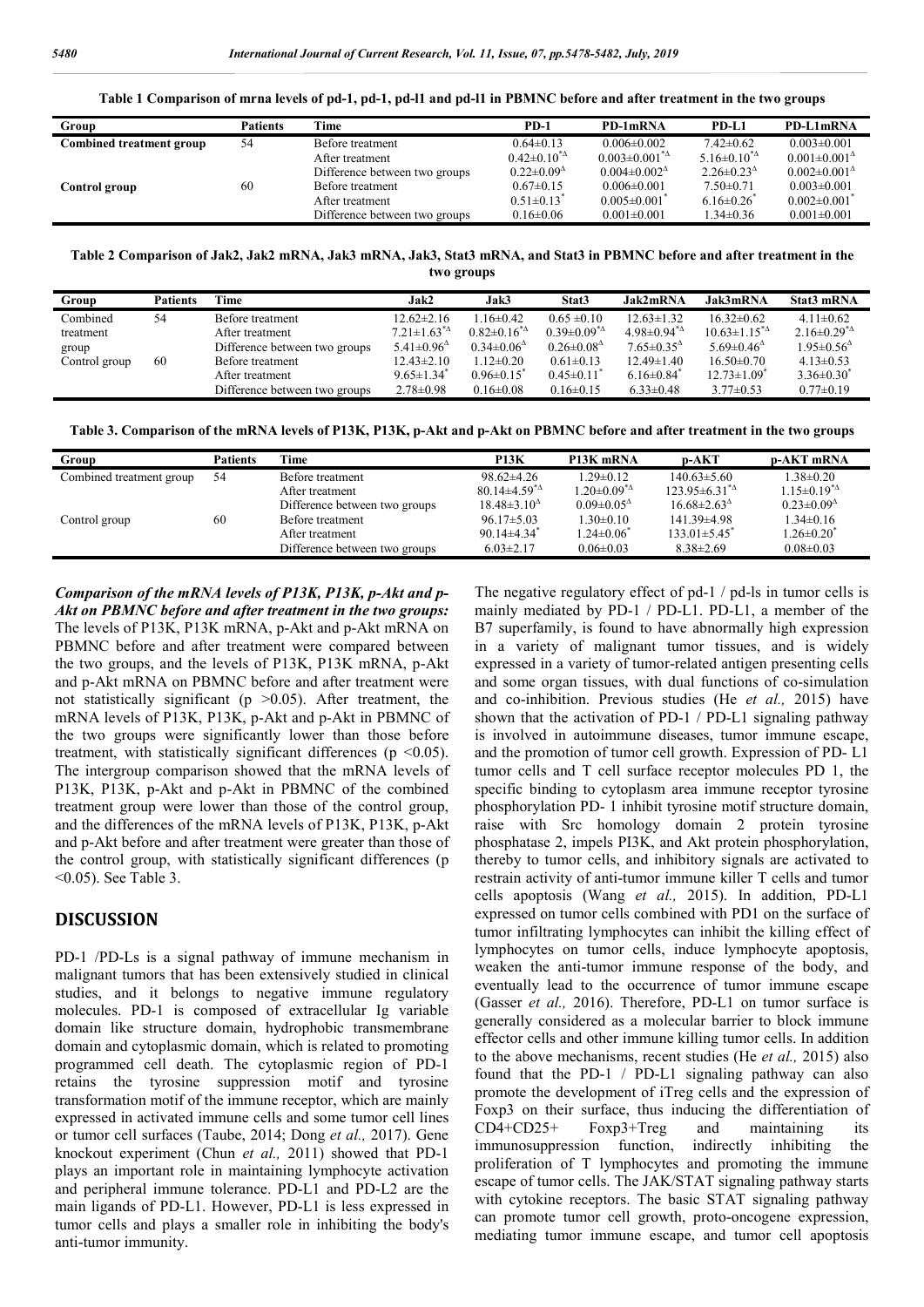**Table 1 Comparison of mrna levels of pd-1, pd-1, pd-l1 and pd-l1 in PBMNC before and after treatment in the two groups**

| Group | Patients | Time | PD-1 | PD-1mRNA | PD-L1 | PD-L1mRNA |
|---|---|---|---|---|---|---|
| Combined treatment group | 54 | Before treatment | 0.64±0.13 | 0.006±0.002 | 7.42±0.62 | 0.003±0.001 |
| | | After treatment | 0.42±0.10$^{*\Delta}$ | 0.003±0.001$^{*\Delta}$ | 5.16±0.10$^{*\Delta}$ | 0.001±0.001$^{\Delta}$ |
| | | Difference between two groups | 0.22±0.09$^{\Delta}$ | 0.004±0.002$^{\Delta}$ | 2.26±0.23$^{\Delta}$ | 0.002±0.001$^{\Delta}$ |
| Control group | 60 | Before treatment | 0.67±0.15 | 0.006±0.001 | 7.50±0.71 | 0.003±0.001 |
| | | After treatment | 0.51±0.13$^{*}$ | 0.005±0.001$^{*}$ | 6.16±0.26$^{*}$ | 0.002±0.001$^{*}$ |
| | | Difference between two groups | 0.16±0.06 | 0.001±0.001 | 1.34±0.36 | 0.001±0.001 |

**Table 2 Comparison of Jak2, Jak2 mRNA, Jak3 mRNA, Jak3, Stat3 mRNA, and Stat3 in PBMNC before and after treatment in the two groups**

| Group | Patients | Time | Jak2 | Jak3 | Stat3 | Jak2mRNA | Jak3mRNA | Stat3 mRNA |
|---|---|---|---|---|---|---|---|---|
| Combined treatment group | 54 | Before treatment | 12.62±2.16 | 1.16±0.42 | 0.65 ±0.10 | 12.63±1.32 | 16.32±0.62 | 4.11±0.62 |
| | | After treatment | 7.21±1.63$^{*\Delta}$ | 0.82±0.16$^{*\Delta}$ | 0.39±0.09$^{*\Delta}$ | 4.98±0.94$^{*\Delta}$ | 10.63±1.15$^{*\Delta}$ | 2.16±0.29$^{*\Delta}$ |
| | | Difference between two groups | 5.41±0.96$^{\Delta}$ | 0.34±0.06$^{\Delta}$ | 0.26±0.08$^{\Delta}$ | 7.65±0.35$^{\Delta}$ | 5.69±0.46$^{\Delta}$ | 1.95±0.56$^{\Delta}$ |
| Control group | 60 | Before treatment | 12.43±2.10 | 1.12±0.20 | 0.61±0.13 | 12.49±1.40 | 16.50±0.70 | 4.13±0.53 |
| | | After treatment | 9.65±1.34$^{*}$ | 0.96±0.15$^{*}$ | 0.45±0.11$^{*}$ | 6.16±0.84$^{*}$ | 12.73±1.09$^{*}$ | 3.36±0.30$^{*}$ |
| | | Difference between two groups | 2.78±0.98 | 0.16±0.08 | 0.16±0.15 | 6.33±0.48 | 3.77±0.53 | 0.77±0.19 |

**Table 3. Comparison of the mRNA levels of P13K, P13K, p-Akt and p-Akt on PBMNC before and after treatment in the two groups**

| Group | Patients | Time | P13K | P13K mRNA | p-AKT | p-AKT mRNA |
|---|---|---|---|---|---|---|
| Combined treatment group | 54 | Before treatment | 98.62±4.26 | 1.29±0.12 | 140.63±5.60 | 1.38±0.20 |
| | | After treatment | 80.14±4.59$^{*\Delta}$ | 1.20±0.09$^{*\Delta}$ | 123.95±6.31$^{*\Delta}$ | 1.15±0.19$^{*\Delta}$ |
| | | Difference between two groups | 18.48±3.10$^{\Delta}$ | 0.09±0.05$^{\Delta}$ | 16.68±2.63$^{\Delta}$ | 0.23±0.09$^{\Delta}$ |
| Control group | 60 | Before treatment | 96.17±5.03 | 1.30±0.10 | 141.39±4.98 | 1.34±0.16 |
| | | After treatment | 90.14±4.34$^{*}$ | 1.24±0.06$^{*}$ | 133.01±5.45$^{*}$ | 1.26±0.20$^{*}$ |
| | | Difference between two groups | 6.03±2.17 | 0.06±0.03 | 8.38±2.69 | 0.08±0.03 |

***Comparison of the mRNA levels of P13K, P13K, p-Akt and p-Akt on PBMNC before and after treatment in the two groups:*** The levels of P13K, P13K mRNA, p-Akt and p-Akt mRNA on PBMNC before and after treatment were compared between the two groups, and the levels of P13K, P13K mRNA, p-Akt and p-Akt mRNA on PBMNC before and after treatment were not statistically significant ($p > 0.05$). After treatment, the mRNA levels of P13K, P13K, p-Akt and p-Akt in PBMNC of the two groups were significantly lower than those before treatment, with statistically significant differences ($p < 0.05$). The intergroup comparison showed that the mRNA levels of P13K, P13K, p-Akt and p-Akt in PBMNC of the combined treatment group were lower than those of the control group, and the differences of the mRNA levels of P13K, P13K, p-Akt and p-Akt before and after treatment were greater than those of the control group, with statistically significant differences ($p < 0.05$). See Table 3.

## DISCUSSION

PD-1 /PD-Ls is a signal pathway of immune mechanism in malignant tumors that has been extensively studied in clinical studies, and it belongs to negative immune regulatory molecules. PD-1 is composed of extracellular Ig variable domain like structure domain, hydrophobic transmembrane domain and cytoplasmic domain, which is related to promoting programmed cell death. The cytoplasmic region of PD-1 retains the tyrosine suppression motif and tyrosine transformation motif of the immune receptor, which are mainly expressed in activated immune cells and some tumor cell lines or tumor cell surfaces (Taube, 2014; Dong *et al.,* 2017). Gene knockout experiment (Chun *et al.,* 2011) showed that PD-1 plays an important role in maintaining lymphocyte activation and peripheral immune tolerance. PD-L1 and PD-L2 are the main ligands of PD-L1. However, PD-L1 is less expressed in tumor cells and plays a smaller role in inhibiting the body's anti-tumor immunity.

The negative regulatory effect of pd-1 / pd-ls in tumor cells is mainly mediated by PD-1 / PD-L1. PD-L1, a member of the B7 superfamily, is found to have abnormally high expression in a variety of malignant tumor tissues, and is widely expressed in a variety of tumor-related antigen presenting cells and some organ tissues, with dual functions of co-simulation and co-inhibition. Previous studies (He *et al.,* 2015) have shown that the activation of PD-1 / PD-L1 signaling pathway is involved in autoimmune diseases, tumor immune escape, and the promotion of tumor cell growth. Expression of PD- L1 tumor cells and T cell surface receptor molecules PD 1, the specific binding to cytoplasm area immune receptor tyrosine phosphorylation PD- 1 inhibit tyrosine motif structure domain, raise with Src homology domain 2 protein tyrosine phosphatase 2, impels PI3K, and Akt protein phosphorylation, thereby to tumor cells, and inhibitory signals are activated to restrain activity of anti-tumor immune killer T cells and tumor cells apoptosis (Wang *et al.,* 2015). In addition, PD-L1 expressed on tumor cells combined with PD1 on the surface of tumor infiltrating lymphocytes can inhibit the killing effect of lymphocytes on tumor cells, induce lymphocyte apoptosis, weaken the anti-tumor immune response of the body, and eventually lead to the occurrence of tumor immune escape (Gasser *et al.,* 2016). Therefore, PD-L1 on tumor surface is generally considered as a molecular barrier to block immune effector cells and other immune killing tumor cells. In addition to the above mechanisms, recent studies (He *et al.,* 2015) also found that the PD-1 / PD-L1 signaling pathway can also promote the development of iTreg cells and the expression of Foxp3 on their surface, thus inducing the differentiation of CD4+CD25+ Foxp3+Treg and maintaining its immunosuppression function, indirectly inhibiting the proliferation of T lymphocytes and promoting the immune escape of tumor cells. The JAK/STAT signaling pathway starts with cytokine receptors. The basic STAT signaling pathway can promote tumor cell growth, proto-oncogene expression, mediating tumor immune escape, and tumor cell apoptosis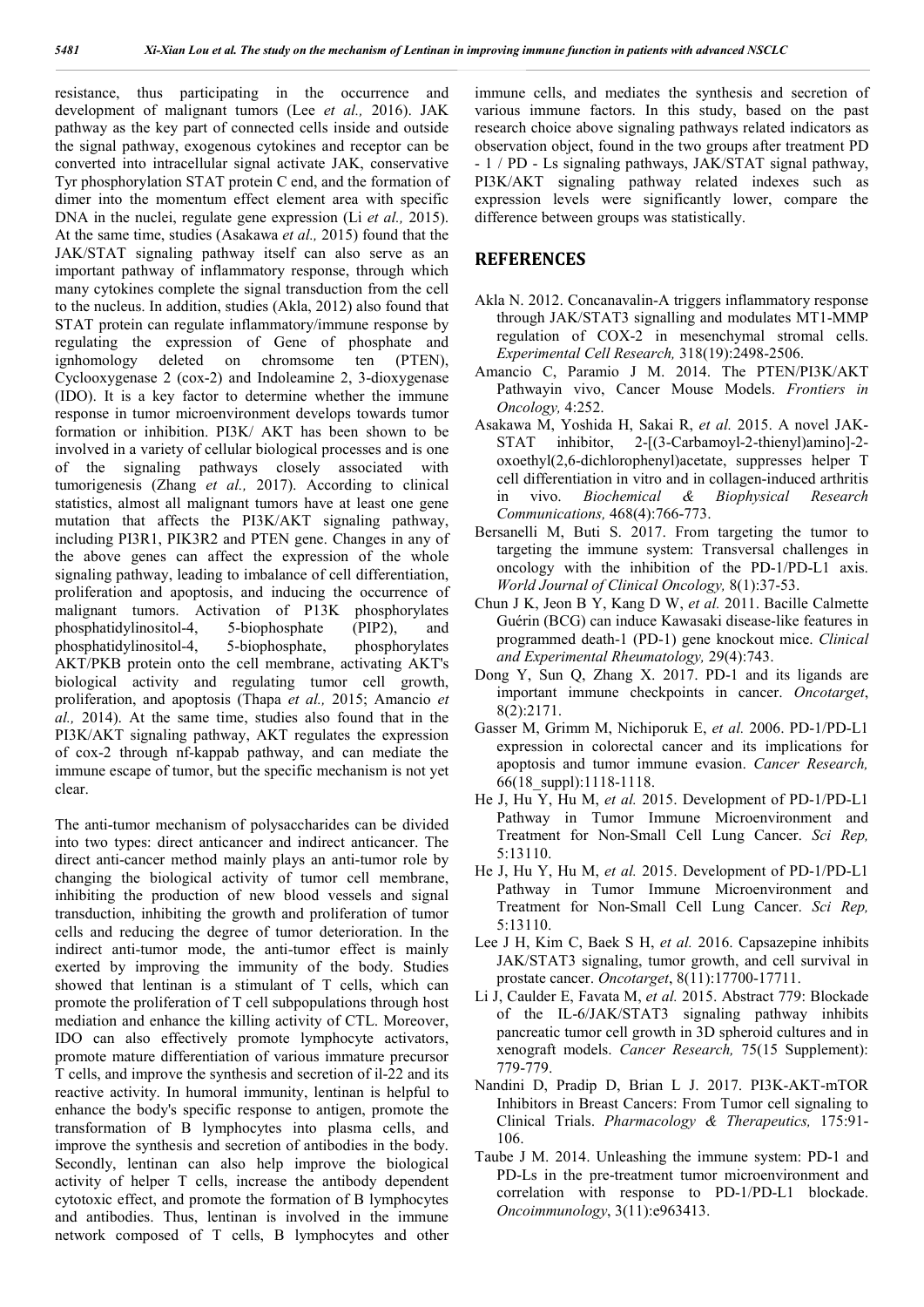resistance, thus participating in the occurrence and development of malignant tumors (Lee *et al.,* 2016). JAK pathway as the key part of connected cells inside and outside the signal pathway, exogenous cytokines and receptor can be converted into intracellular signal activate JAK, conservative Tyr phosphorylation STAT protein C end, and the formation of dimer into the momentum effect element area with specific DNA in the nuclei, regulate gene expression (Li *et al.,* 2015). At the same time, studies (Asakawa *et al.,* 2015) found that the JAK/STAT signaling pathway itself can also serve as an important pathway of inflammatory response, through which many cytokines complete the signal transduction from the cell to the nucleus. In addition, studies (Akla, 2012) also found that STAT protein can regulate inflammatory/immune response by regulating the expression of Gene of phosphate and ignhomology deleted on chromsome ten (PTEN), Cyclooxygenase 2 (cox-2) and Indoleamine 2, 3-dioxygenase (IDO). It is a key factor to determine whether the immune response in tumor microenvironment develops towards tumor formation or inhibition. PI3K/ AKT has been shown to be involved in a variety of cellular biological processes and is one of the signaling pathways closely associated with tumorigenesis (Zhang *et al.,* 2017). According to clinical statistics, almost all malignant tumors have at least one gene mutation that affects the PI3K/AKT signaling pathway, including PI3R1, PIK3R2 and PTEN gene. Changes in any of the above genes can affect the expression of the whole signaling pathway, leading to imbalance of cell differentiation, proliferation and apoptosis, and inducing the occurrence of malignant tumors. Activation of P13K phosphorylates phosphatidylinositol-4, 5-biophosphate (PIP2), and phosphatidylinositol-4, 5-biophosphate, phosphorylates AKT/PKB protein onto the cell membrane, activating AKT's biological activity and regulating tumor cell growth, proliferation, and apoptosis (Thapa *et al.,* 2015; Amancio *et al.,* 2014). At the same time, studies also found that in the PI3K/AKT signaling pathway, AKT regulates the expression of cox-2 through nf-kappab pathway, and can mediate the immune escape of tumor, but the specific mechanism is not yet clear.

The anti-tumor mechanism of polysaccharides can be divided into two types: direct anticancer and indirect anticancer. The direct anti-cancer method mainly plays an anti-tumor role by changing the biological activity of tumor cell membrane, inhibiting the production of new blood vessels and signal transduction, inhibiting the growth and proliferation of tumor cells and reducing the degree of tumor deterioration. In the indirect anti-tumor mode, the anti-tumor effect is mainly exerted by improving the immunity of the body. Studies showed that lentinan is a stimulant of T cells, which can promote the proliferation of T cell subpopulations through host mediation and enhance the killing activity of CTL. Moreover, IDO can also effectively promote lymphocyte activators, promote mature differentiation of various immature precursor T cells, and improve the synthesis and secretion of il-22 and its reactive activity. In humoral immunity, lentinan is helpful to enhance the body's specific response to antigen, promote the transformation of B lymphocytes into plasma cells, and improve the synthesis and secretion of antibodies in the body. Secondly, lentinan can also help improve the biological activity of helper T cells, increase the antibody dependent cytotoxic effect, and promote the formation of B lymphocytes and antibodies. Thus, lentinan is involved in the immune network composed of T cells, B lymphocytes and other immune cells, and mediates the synthesis and secretion of various immune factors. In this study, based on the past research choice above signaling pathways related indicators as observation object, found in the two groups after treatment PD - 1 / PD - Ls signaling pathways, JAK/STAT signal pathway, PI3K/AKT signaling pathway related indexes such as expression levels were significantly lower, compare the difference between groups was statistically.

## REFERENCES

Akla N. 2012. Concanavalin-A triggers inflammatory response through JAK/STAT3 signalling and modulates MT1-MMP regulation of COX-2 in mesenchymal stromal cells. *Experimental Cell Research,* 318(19):2498-2506.

Amancio C, Paramio J M. 2014. The PTEN/PI3K/AKT Pathwayin vivo, Cancer Mouse Models. *Frontiers in Oncology,* 4:252.

Asakawa M, Yoshida H, Sakai R, *et al.* 2015. A novel JAK-STAT inhibitor, 2-[(3-Carbamoyl-2-thienyl)amino]-2-oxoethyl(2,6-dichlorophenyl)acetate, suppresses helper T cell differentiation in vitro and in collagen-induced arthritis in vivo. *Biochemical & Biophysical Research Communications,* 468(4):766-773.

Bersanelli M, Buti S. 2017. From targeting the tumor to targeting the immune system: Transversal challenges in oncology with the inhibition of the PD-1/PD-L1 axis. *World Journal of Clinical Oncology,* 8(1):37-53.

Chun J K, Jeon B Y, Kang D W, *et al.* 2011. Bacille Calmette Guérin (BCG) can induce Kawasaki disease-like features in programmed death-1 (PD-1) gene knockout mice. *Clinical and Experimental Rheumatology,* 29(4):743.

Dong Y, Sun Q, Zhang X. 2017. PD-1 and its ligands are important immune checkpoints in cancer. *Oncotarget*, 8(2):2171.

Gasser M, Grimm M, Nichiporuk E, *et al.* 2006. PD-1/PD-L1 expression in colorectal cancer and its implications for apoptosis and tumor immune evasion. *Cancer Research,* 66(18_suppl):1118-1118.

He J, Hu Y, Hu M, *et al.* 2015. Development of PD-1/PD-L1 Pathway in Tumor Immune Microenvironment and Treatment for Non-Small Cell Lung Cancer. *Sci Rep,* 5:13110.

He J, Hu Y, Hu M, *et al.* 2015. Development of PD-1/PD-L1 Pathway in Tumor Immune Microenvironment and Treatment for Non-Small Cell Lung Cancer. *Sci Rep,* 5:13110.

Lee J H, Kim C, Baek S H, *et al.* 2016. Capsazepine inhibits JAK/STAT3 signaling, tumor growth, and cell survival in prostate cancer. *Oncotarget*, 8(11):17700-17711.

Li J, Caulder E, Favata M, *et al.* 2015. Abstract 779: Blockade of the IL-6/JAK/STAT3 signaling pathway inhibits pancreatic tumor cell growth in 3D spheroid cultures and in xenograft models. *Cancer Research,* 75(15 Supplement): 779-779.

Nandini D, Pradip D, Brian L J. 2017. PI3K-AKT-mTOR Inhibitors in Breast Cancers: From Tumor cell signaling to Clinical Trials. *Pharmacology & Therapeutics,* 175:91-106.

Taube J M. 2014. Unleashing the immune system: PD-1 and PD-Ls in the pre-treatment tumor microenvironment and correlation with response to PD-1/PD-L1 blockade. *Oncoimmunology*, 3(11):e963413.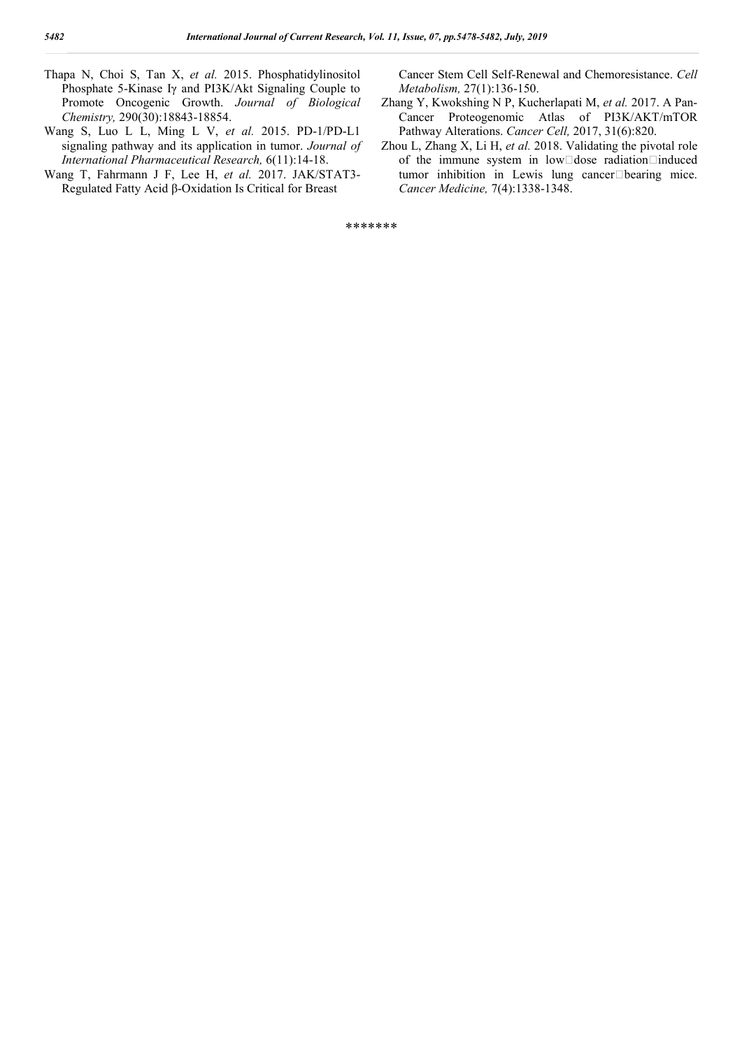Thapa N, Choi S, Tan X, *et al.* 2015. Phosphatidylinositol Phosphate 5-Kinase Iγ and PI3K/Akt Signaling Couple to Promote Oncogenic Growth. *Journal of Biological Chemistry,* 290(30):18843-18854.

Wang S, Luo L L, Ming L V, *et al.* 2015. PD-1/PD-L1 signaling pathway and its application in tumor. *Journal of International Pharmaceutical Research,* 6(11):14-18.

Wang T, Fahrmann J F, Lee H, *et al.* 2017. JAK/STAT3-Regulated Fatty Acid β-Oxidation Is Critical for Breast Cancer Stem Cell Self-Renewal and Chemoresistance. *Cell Metabolism,* 27(1):136-150.

Zhang Y, Kwokshing N P, Kucherlapati M, *et al.* 2017. A Pan-Cancer Proteogenomic Atlas of PI3K/AKT/mTOR Pathway Alterations. *Cancer Cell,* 2017, 31(6):820.

Zhou L, Zhang X, Li H, *et al.* 2018. Validating the pivotal role of the immune system in low□dose radiation□induced tumor inhibition in Lewis lung cancer□bearing mice. *Cancer Medicine,* 7(4):1338-1348.

*******